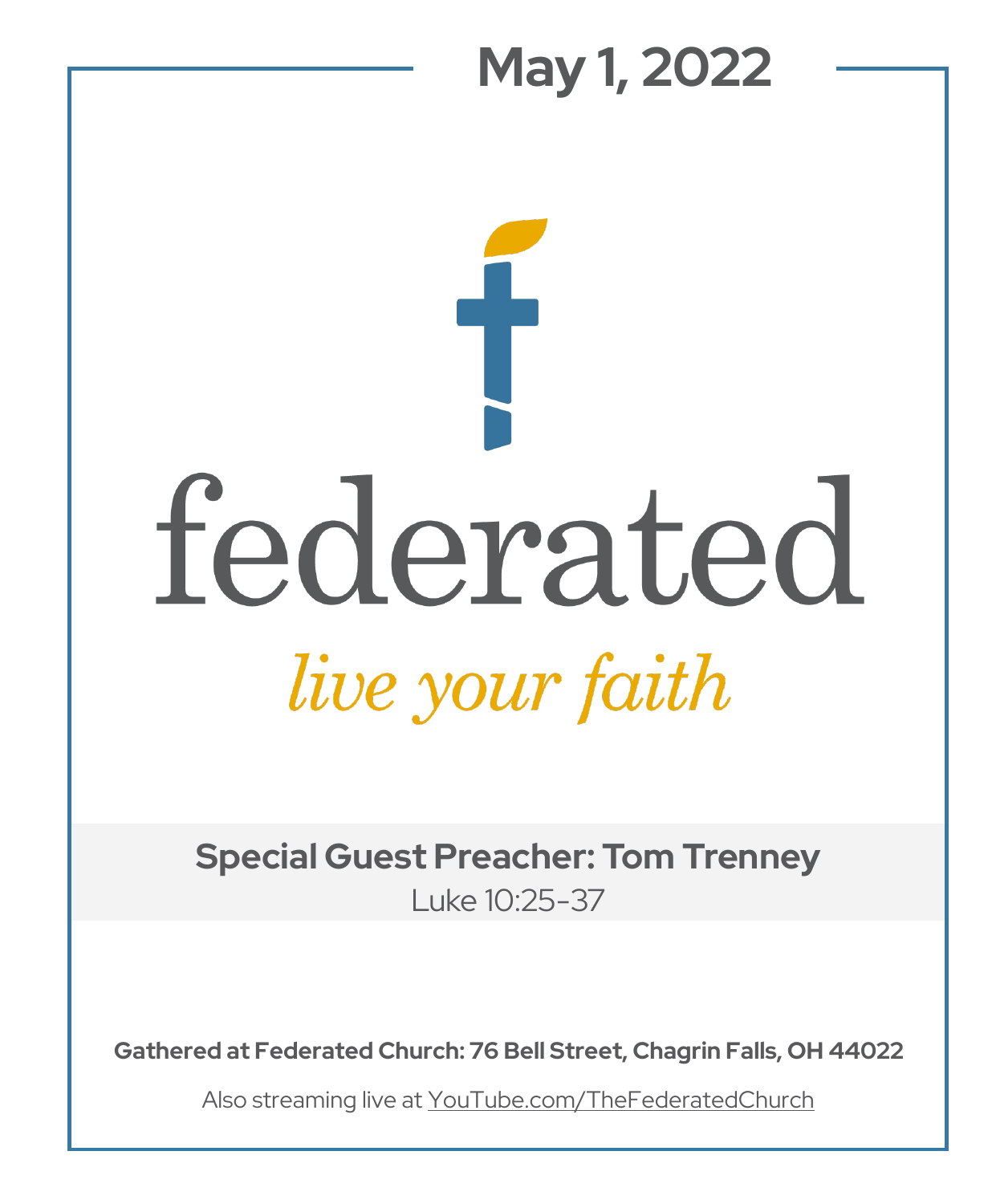# May 1, 2022

# federated

*live your faith*

**Special Guest Preacher: Tom Trenney**

Luke 10:25-37

**Gathered at Federated Church: 76 Bell Street, Chagrin Falls, OH 44022**

Also streaming live at YouTube.com/TheFederatedChurch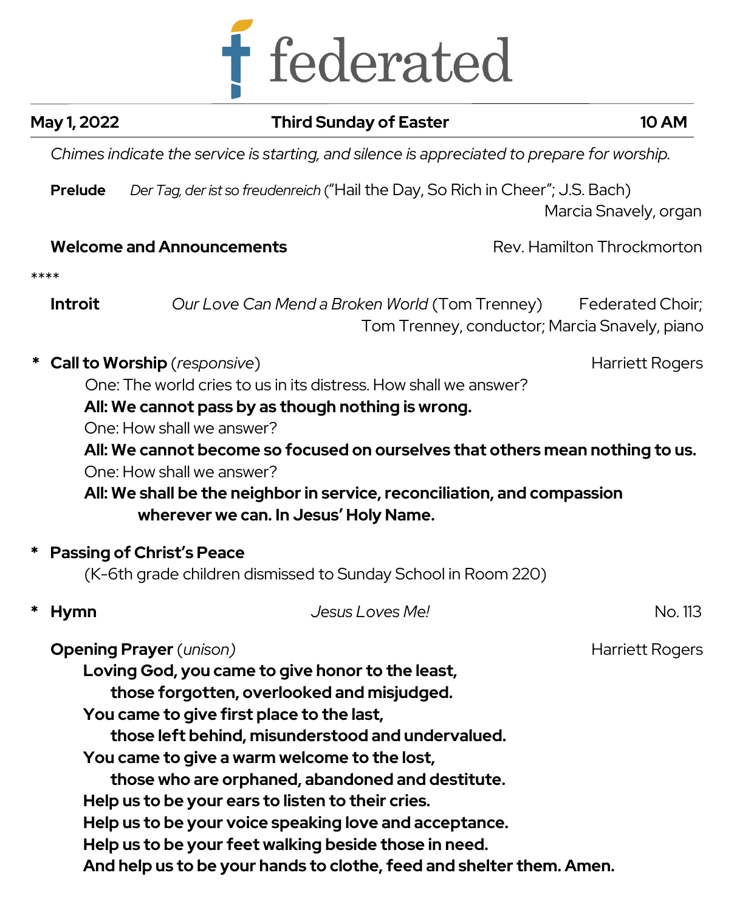# federated

**May 1, 2022** | **Third Sunday of Easter** | **10 AM**

*Chimes indicate the service is starting, and silence is appreciated to prepare for worship.*

**Prelude** *Der Tag, der ist so freudenreich* ("Hail the Day, So Rich in Cheer"; J.S. Bach)
Marcia Snavely, organ

**Welcome and Announcements** Rev. Hamilton Throckmorton

****

**Introit** *Our Love Can Mend a Broken World* (Tom Trenney) Federated Choir; Tom Trenney, conductor; Marcia Snavely, piano

\* **Call to Worship** (*responsive*) Harriett Rogers

One: The world cries to us in its distress. How shall we answer?
**All: We cannot pass by as though nothing is wrong.**
One: How shall we answer?
**All: We cannot become so focused on ourselves that others mean nothing to us.**
One: How shall we answer?
**All: We shall be the neighbor in service, reconciliation, and compassion wherever we can. In Jesus' Holy Name.**

\* **Passing of Christ's Peace**
(K-6th grade children dismissed to Sunday School in Room 220)

\* **Hymn** *Jesus Loves Me!* No. 113

**Opening Prayer** (*unison*) Harriett Rogers

**Loving God, you came to give honor to the least,**
**those forgotten, overlooked and misjudged.**
**You came to give first place to the last,**
**those left behind, misunderstood and undervalued.**
**You came to give a warm welcome to the lost,**
**those who are orphaned, abandoned and destitute.**
**Help us to be your ears to listen to their cries.**
**Help us to be your voice speaking love and acceptance.**
**Help us to be your feet walking beside those in need.**
**And help us to be your hands to clothe, feed and shelter them. Amen.**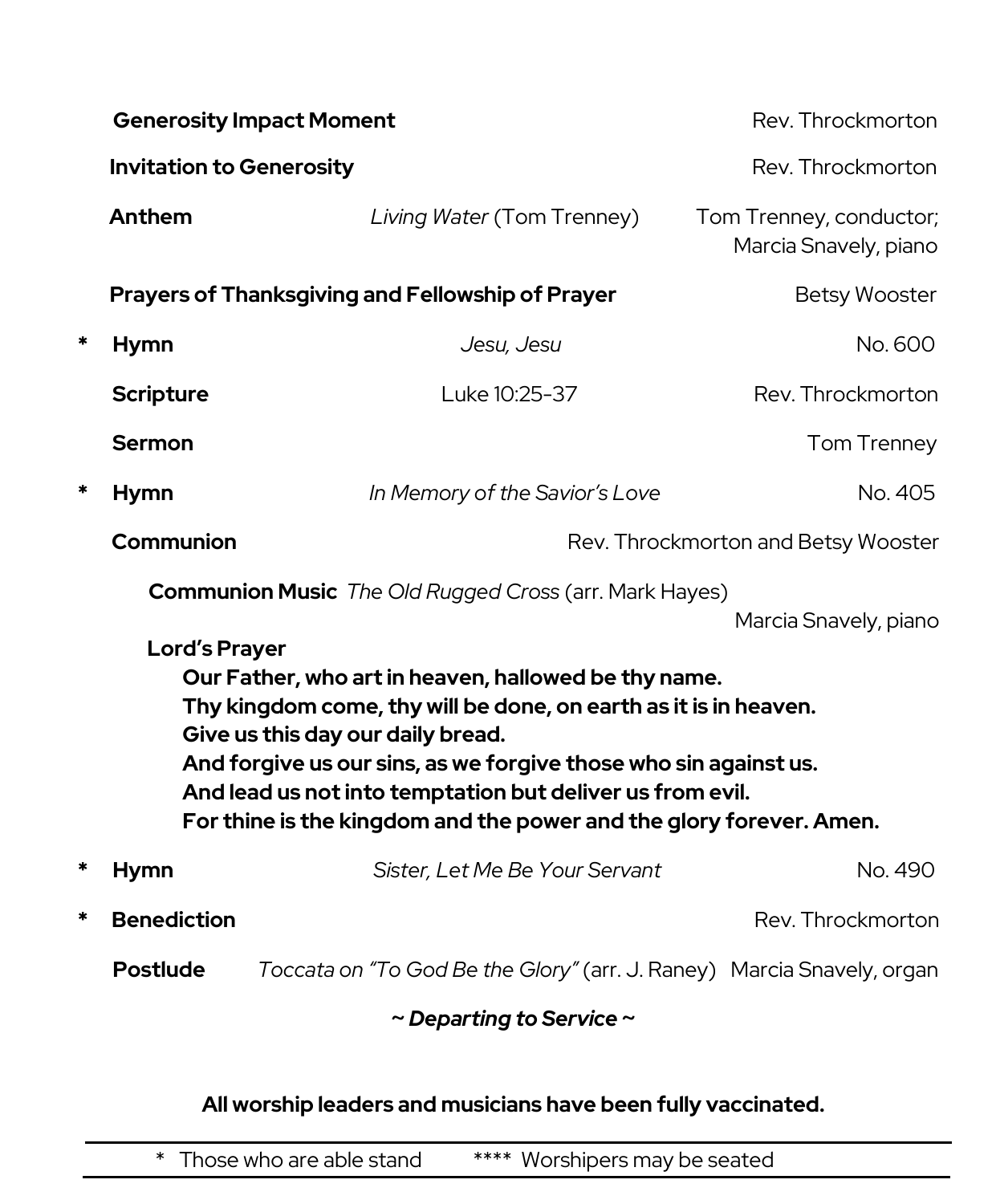**Generosity Impact Moment** Rev. Throckmorton

**Invitation to Generosity** Rev. Throckmorton

**Anthem** *Living Water* (Tom Trenney) Tom Trenney, conductor; Marcia Snavely, piano

**Prayers of Thanksgiving and Fellowship of Prayer** Betsy Wooster

\* **Hymn** *Jesu, Jesu* No. 600

**Scripture** Luke 10:25-37 Rev. Throckmorton

**Sermon** Tom Trenney

\* **Hymn** *In Memory of the Savior's Love* No. 405

**Communion** Rev. Throckmorton and Betsy Wooster

**Communion Music** *The Old Rugged Cross* (arr. Mark Hayes) Marcia Snavely, piano

**Lord's Prayer**

**Our Father, who art in heaven, hallowed be thy name.**
**Thy kingdom come, thy will be done, on earth as it is in heaven.**
**Give us this day our daily bread.**
**And forgive us our sins, as we forgive those who sin against us.**
**And lead us not into temptation but deliver us from evil.**
**For thine is the kingdom and the power and the glory forever. Amen.**

\* **Hymn** *Sister, Let Me Be Your Servant* No. 490

\* **Benediction** Rev. Throckmorton

**Postlude** *Toccata on "To God Be the Glory"* (arr. J. Raney) Marcia Snavely, organ

***~ Departing to Service ~***

**All worship leaders and musicians have been fully vaccinated.**

---

\* Those who are able stand **** Worshipers may be seated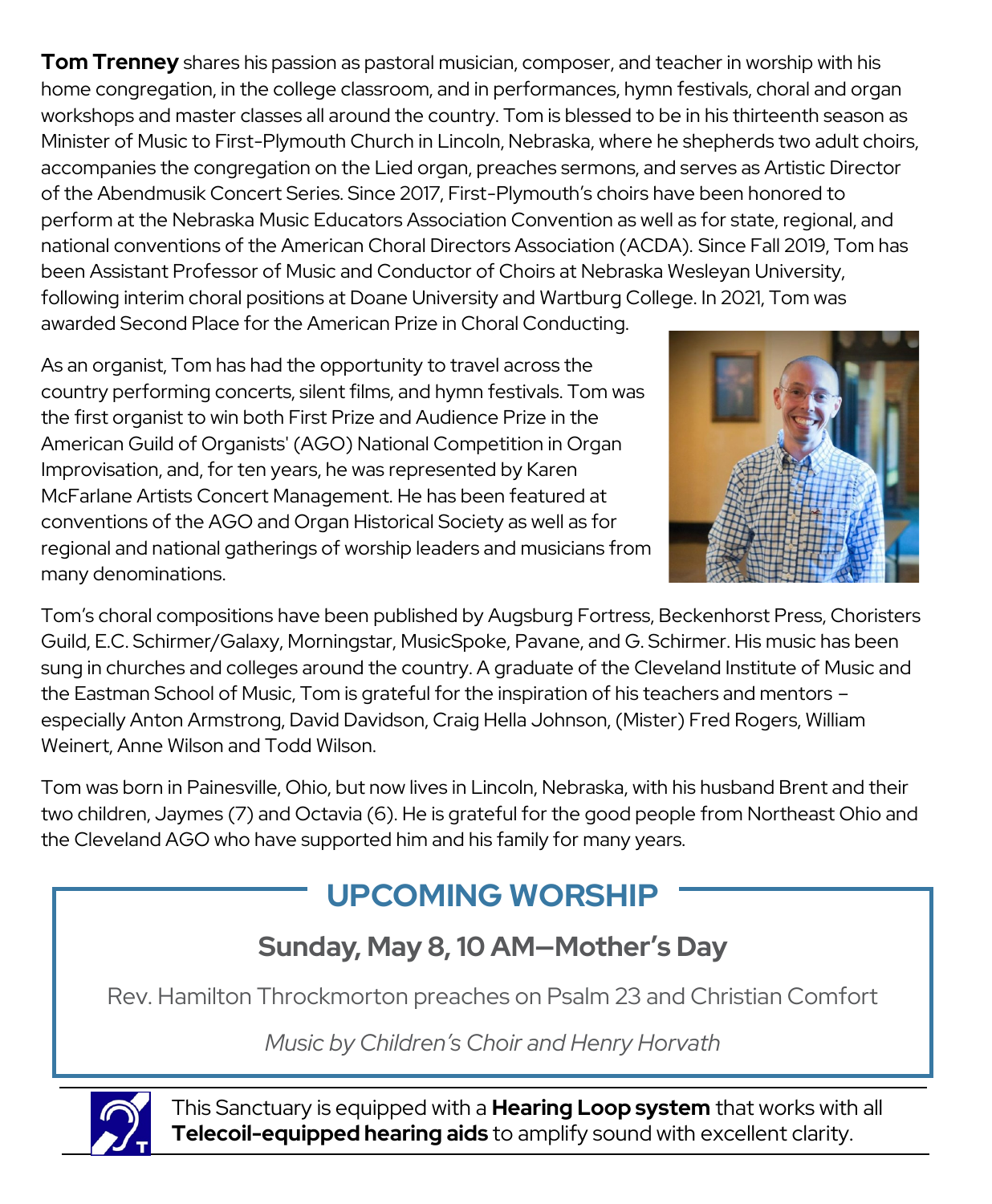**Tom Trenney** shares his passion as pastoral musician, composer, and teacher in worship with his home congregation, in the college classroom, and in performances, hymn festivals, choral and organ workshops and master classes all around the country. Tom is blessed to be in his thirteenth season as Minister of Music to First-Plymouth Church in Lincoln, Nebraska, where he shepherds two adult choirs, accompanies the congregation on the Lied organ, preaches sermons, and serves as Artistic Director of the Abendmusik Concert Series. Since 2017, First-Plymouth's choirs have been honored to perform at the Nebraska Music Educators Association Convention as well as for state, regional, and national conventions of the American Choral Directors Association (ACDA). Since Fall 2019, Tom has been Assistant Professor of Music and Conductor of Choirs at Nebraska Wesleyan University, following interim choral positions at Doane University and Wartburg College. In 2021, Tom was awarded Second Place for the American Prize in Choral Conducting.

As an organist, Tom has had the opportunity to travel across the country performing concerts, silent films, and hymn festivals. Tom was the first organist to win both First Prize and Audience Prize in the American Guild of Organists' (AGO) National Competition in Organ Improvisation, and, for ten years, he was represented by Karen McFarlane Artists Concert Management. He has been featured at conventions of the AGO and Organ Historical Society as well as for regional and national gatherings of worship leaders and musicians from many denominations.

Tom's choral compositions have been published by Augsburg Fortress, Beckenhorst Press, Choristers Guild, E.C. Schirmer/Galaxy, Morningstar, MusicSpoke, Pavane, and G. Schirmer. His music has been sung in churches and colleges around the country. A graduate of the Cleveland Institute of Music and the Eastman School of Music, Tom is grateful for the inspiration of his teachers and mentors – especially Anton Armstrong, David Davidson, Craig Hella Johnson, (Mister) Fred Rogers, William Weinert, Anne Wilson and Todd Wilson.

Tom was born in Painesville, Ohio, but now lives in Lincoln, Nebraska, with his husband Brent and their two children, Jaymes (7) and Octavia (6). He is grateful for the good people from Northeast Ohio and the Cleveland AGO who have supported him and his family for many years.

## UPCOMING WORSHIP

### Sunday, May 8, 10 AM—Mother's Day

Rev. Hamilton Throckmorton preaches on Psalm 23 and Christian Comfort

*Music by Children's Choir and Henry Horvath*

This Sanctuary is equipped with a **Hearing Loop system** that works with all **Telecoil-equipped hearing aids** to amplify sound with excellent clarity.